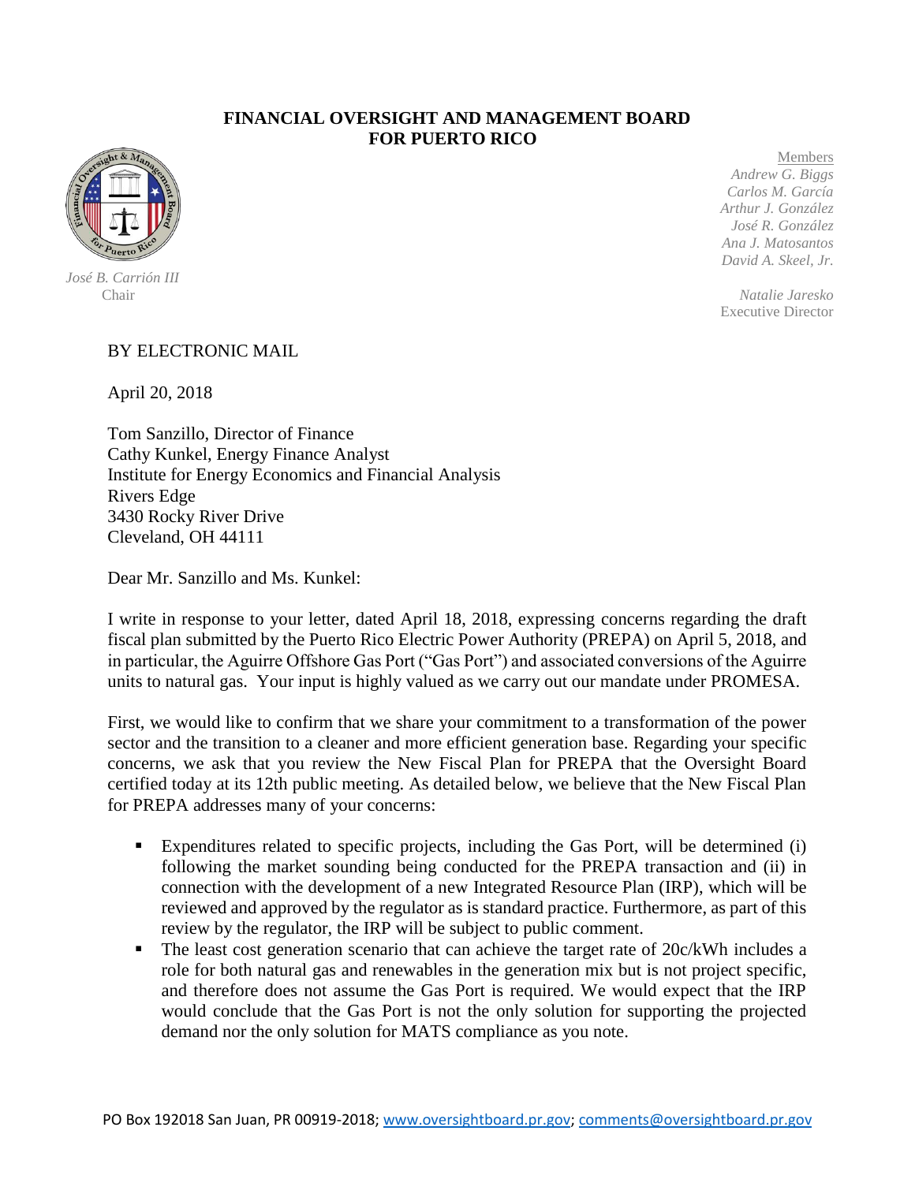**FINANCIAL OVERSIGHT AND MANAGEMENT BOARD FOR PUERTO RICO**

*José B. Carrión III*
Chair

Members
*Andrew G. Biggs*
*Carlos M. García*
*Arthur J. González*
*José R. González*
*Ana J. Matosantos*
*David A. Skeel, Jr.*

*Natalie Jaresko*
Executive Director

BY ELECTRONIC MAIL

April 20, 2018

Tom Sanzillo, Director of Finance
Cathy Kunkel, Energy Finance Analyst
Institute for Energy Economics and Financial Analysis
Rivers Edge
3430 Rocky River Drive
Cleveland, OH 44111

Dear Mr. Sanzillo and Ms. Kunkel:

I write in response to your letter, dated April 18, 2018, expressing concerns regarding the draft fiscal plan submitted by the Puerto Rico Electric Power Authority (PREPA) on April 5, 2018, and in particular, the Aguirre Offshore Gas Port ("Gas Port") and associated conversions of the Aguirre units to natural gas. Your input is highly valued as we carry out our mandate under PROMESA.

First, we would like to confirm that we share your commitment to a transformation of the power sector and the transition to a cleaner and more efficient generation base. Regarding your specific concerns, we ask that you review the New Fiscal Plan for PREPA that the Oversight Board certified today at its 12th public meeting. As detailed below, we believe that the New Fiscal Plan for PREPA addresses many of your concerns:

- Expenditures related to specific projects, including the Gas Port, will be determined (i) following the market sounding being conducted for the PREPA transaction and (ii) in connection with the development of a new Integrated Resource Plan (IRP), which will be reviewed and approved by the regulator as is standard practice. Furthermore, as part of this review by the regulator, the IRP will be subject to public comment.
- The least cost generation scenario that can achieve the target rate of 20c/kWh includes a role for both natural gas and renewables in the generation mix but is not project specific, and therefore does not assume the Gas Port is required. We would expect that the IRP would conclude that the Gas Port is not the only solution for supporting the projected demand nor the only solution for MATS compliance as you note.

PO Box 192018 San Juan, PR 00919-2018; www.oversightboard.pr.gov; comments@oversightboard.pr.gov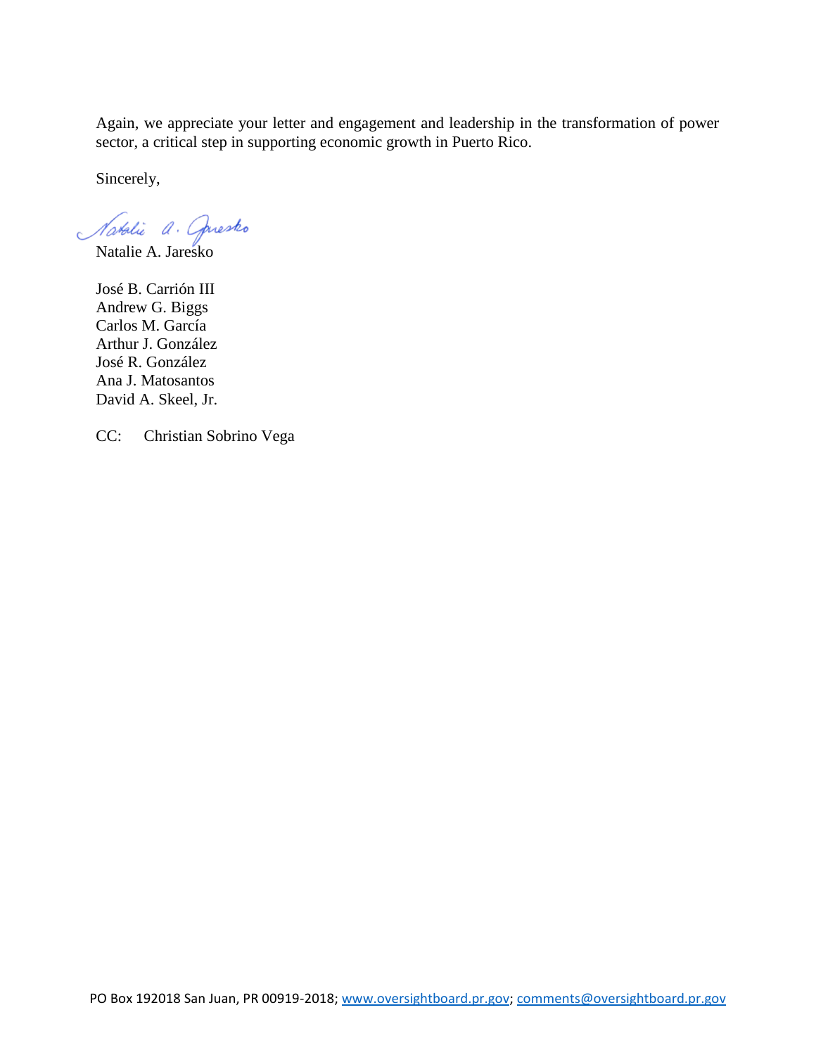Again, we appreciate your letter and engagement and leadership in the transformation of power sector, a critical step in supporting economic growth in Puerto Rico.

Sincerely,

Natalie A. Jaresko

José B. Carrión III
Andrew G. Biggs
Carlos M. García
Arthur J. González
José R. González
Ana J. Matosantos
David A. Skeel, Jr.

CC: Christian Sobrino Vega

PO Box 192018 San Juan, PR 00919-2018; www.oversightboard.pr.gov; comments@oversightboard.pr.gov